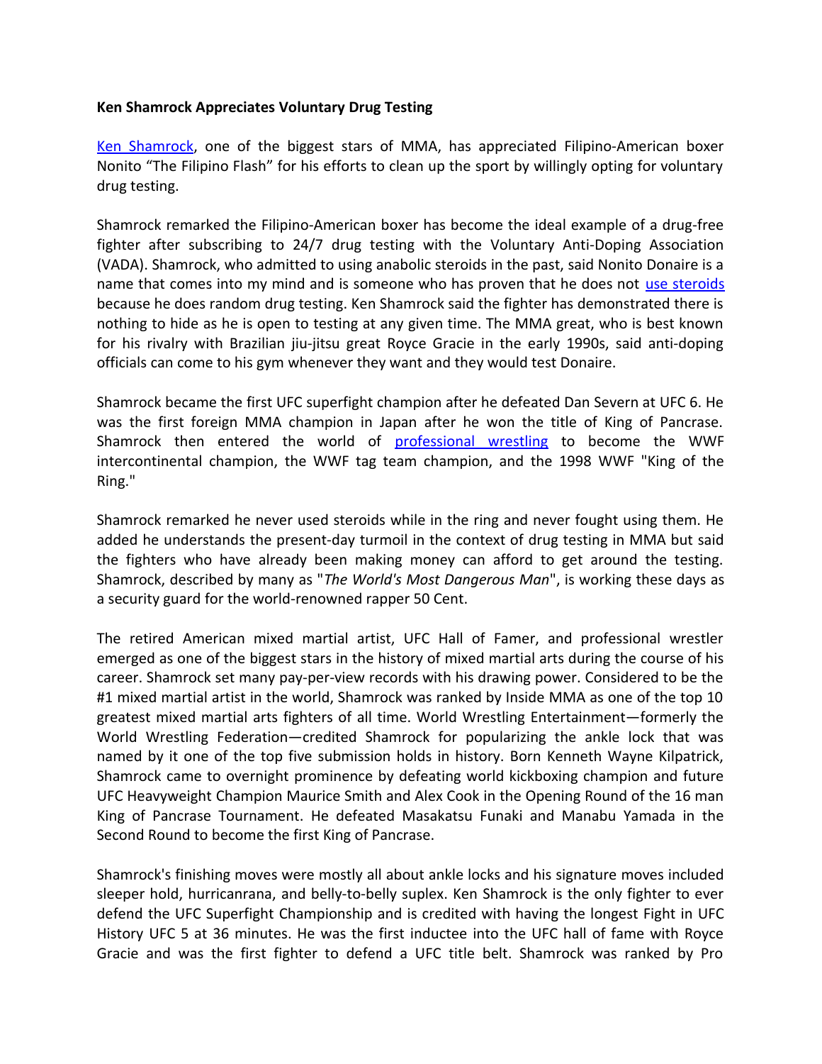**Ken Shamrock Appreciates Voluntary Drug Testing**

Ken Shamrock, one of the biggest stars of MMA, has appreciated Filipino-American boxer Nonito "The Filipino Flash" for his efforts to clean up the sport by willingly opting for voluntary drug testing.

Shamrock remarked the Filipino-American boxer has become the ideal example of a drug-free fighter after subscribing to 24/7 drug testing with the Voluntary Anti-Doping Association (VADA). Shamrock, who admitted to using anabolic steroids in the past, said Nonito Donaire is a name that comes into my mind and is someone who has proven that he does not use steroids because he does random drug testing. Ken Shamrock said the fighter has demonstrated there is nothing to hide as he is open to testing at any given time. The MMA great, who is best known for his rivalry with Brazilian jiu-jitsu great Royce Gracie in the early 1990s, said anti-doping officials can come to his gym whenever they want and they would test Donaire.

Shamrock became the first UFC superfight champion after he defeated Dan Severn at UFC 6. He was the first foreign MMA champion in Japan after he won the title of King of Pancrase. Shamrock then entered the world of professional wrestling to become the WWF intercontinental champion, the WWF tag team champion, and the 1998 WWF "King of the Ring."

Shamrock remarked he never used steroids while in the ring and never fought using them. He added he understands the present-day turmoil in the context of drug testing in MMA but said the fighters who have already been making money can afford to get around the testing. Shamrock, described by many as "*The World's Most Dangerous Man*", is working these days as a security guard for the world-renowned rapper 50 Cent.

The retired American mixed martial artist, UFC Hall of Famer, and professional wrestler emerged as one of the biggest stars in the history of mixed martial arts during the course of his career. Shamrock set many pay-per-view records with his drawing power. Considered to be the #1 mixed martial artist in the world, Shamrock was ranked by Inside MMA as one of the top 10 greatest mixed martial arts fighters of all time. World Wrestling Entertainment—formerly the World Wrestling Federation—credited Shamrock for popularizing the ankle lock that was named by it one of the top five submission holds in history. Born Kenneth Wayne Kilpatrick, Shamrock came to overnight prominence by defeating world kickboxing champion and future UFC Heavyweight Champion Maurice Smith and Alex Cook in the Opening Round of the 16 man King of Pancrase Tournament. He defeated Masakatsu Funaki and Manabu Yamada in the Second Round to become the first King of Pancrase.

Shamrock's finishing moves were mostly all about ankle locks and his signature moves included sleeper hold, hurricanrana, and belly-to-belly suplex. Ken Shamrock is the only fighter to ever defend the UFC Superfight Championship and is credited with having the longest Fight in UFC History UFC 5 at 36 minutes. He was the first inductee into the UFC hall of fame with Royce Gracie and was the first fighter to defend a UFC title belt. Shamrock was ranked by Pro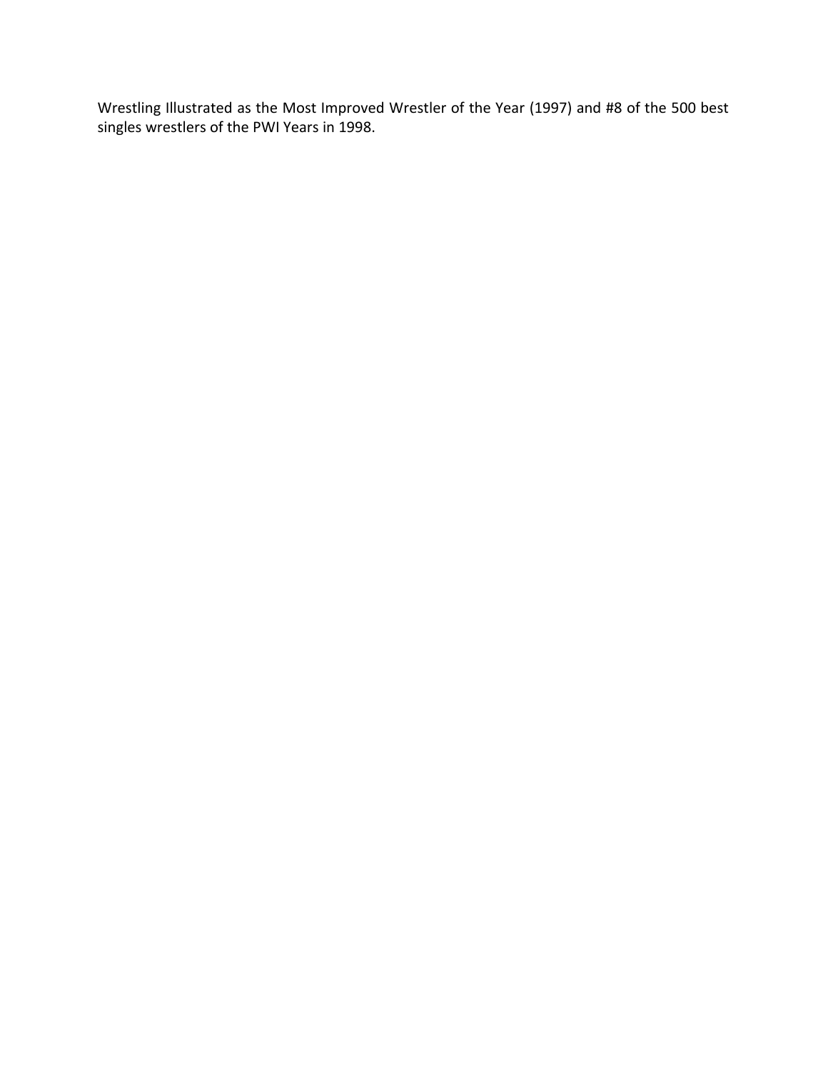Wrestling Illustrated as the Most Improved Wrestler of the Year (1997) and #8 of the 500 best singles wrestlers of the PWI Years in 1998.